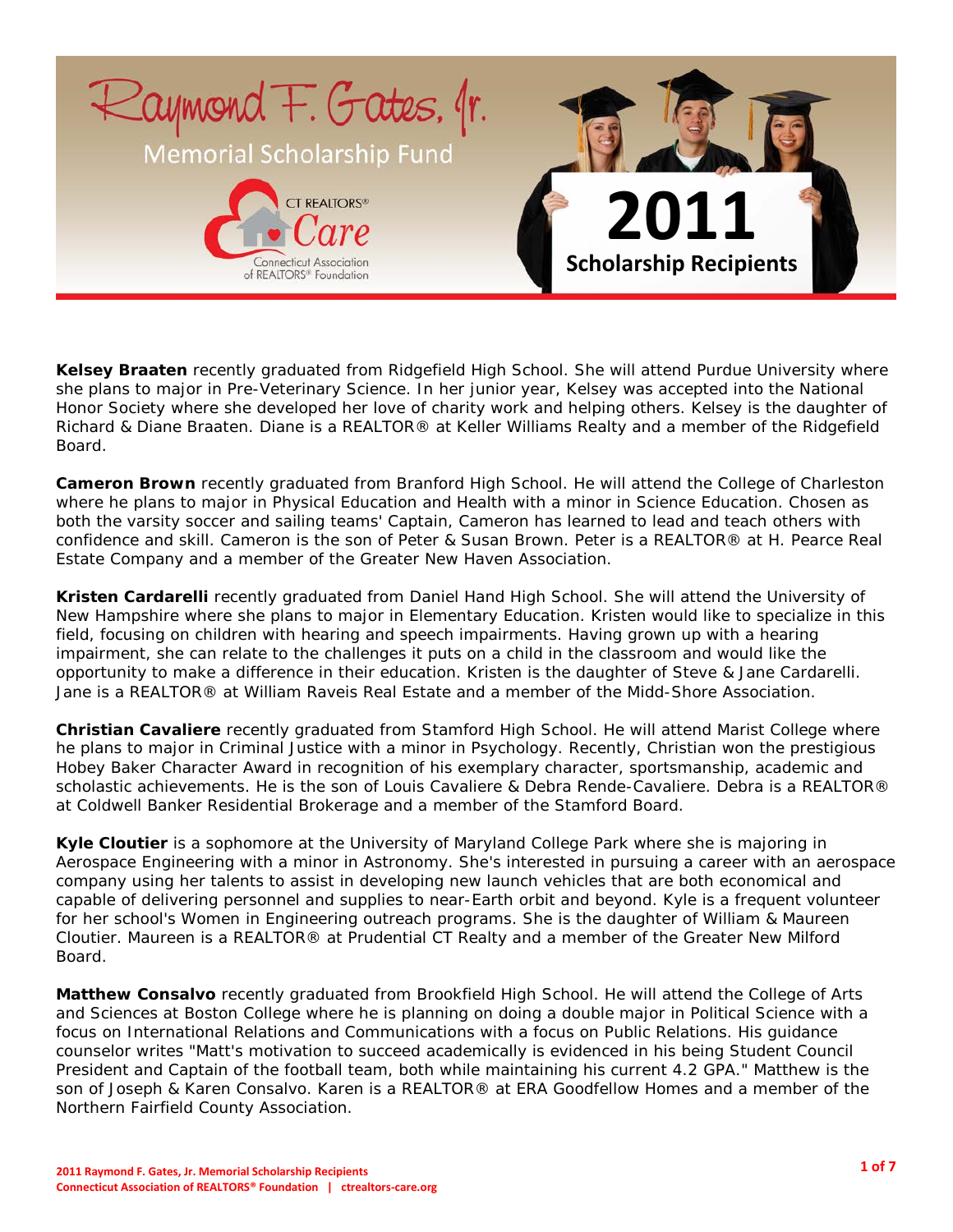# Raymond F. Gates, Jr. Memorial Scholarship Fund

CT REALTORS® Care
Connecticut Association of REALTORS® Foundation

## 2011 Scholarship Recipients

**Kelsey Braaten** recently graduated from Ridgefield High School. She will attend Purdue University where she plans to major in Pre-Veterinary Science. In her junior year, Kelsey was accepted into the National Honor Society where she developed her love of charity work and helping others. Kelsey is the daughter of Richard & Diane Braaten. Diane is a REALTOR® at Keller Williams Realty and a member of the Ridgefield Board.

**Cameron Brown** recently graduated from Branford High School. He will attend the College of Charleston where he plans to major in Physical Education and Health with a minor in Science Education. Chosen as both the varsity soccer and sailing teams' Captain, Cameron has learned to lead and teach others with confidence and skill. Cameron is the son of Peter & Susan Brown. Peter is a REALTOR® at H. Pearce Real Estate Company and a member of the Greater New Haven Association.

**Kristen Cardarelli** recently graduated from Daniel Hand High School. She will attend the University of New Hampshire where she plans to major in Elementary Education. Kristen would like to specialize in this field, focusing on children with hearing and speech impairments. Having grown up with a hearing impairment, she can relate to the challenges it puts on a child in the classroom and would like the opportunity to make a difference in their education. Kristen is the daughter of Steve & Jane Cardarelli. Jane is a REALTOR® at William Raveis Real Estate and a member of the Midd-Shore Association.

**Christian Cavaliere** recently graduated from Stamford High School. He will attend Marist College where he plans to major in Criminal Justice with a minor in Psychology. Recently, Christian won the prestigious Hobey Baker Character Award in recognition of his exemplary character, sportsmanship, academic and scholastic achievements. He is the son of Louis Cavaliere & Debra Rende-Cavaliere. Debra is a REALTOR® at Coldwell Banker Residential Brokerage and a member of the Stamford Board.

**Kyle Cloutier** is a sophomore at the University of Maryland College Park where she is majoring in Aerospace Engineering with a minor in Astronomy. She's interested in pursuing a career with an aerospace company using her talents to assist in developing new launch vehicles that are both economical and capable of delivering personnel and supplies to near-Earth orbit and beyond. Kyle is a frequent volunteer for her school's Women in Engineering outreach programs. She is the daughter of William & Maureen Cloutier. Maureen is a REALTOR® at Prudential CT Realty and a member of the Greater New Milford Board.

**Matthew Consalvo** recently graduated from Brookfield High School. He will attend the College of Arts and Sciences at Boston College where he is planning on doing a double major in Political Science with a focus on International Relations and Communications with a focus on Public Relations. His guidance counselor writes "Matt's motivation to succeed academically is evidenced in his being Student Council President and Captain of the football team, both while maintaining his current 4.2 GPA." Matthew is the son of Joseph & Karen Consalvo. Karen is a REALTOR® at ERA Goodfellow Homes and a member of the Northern Fairfield County Association.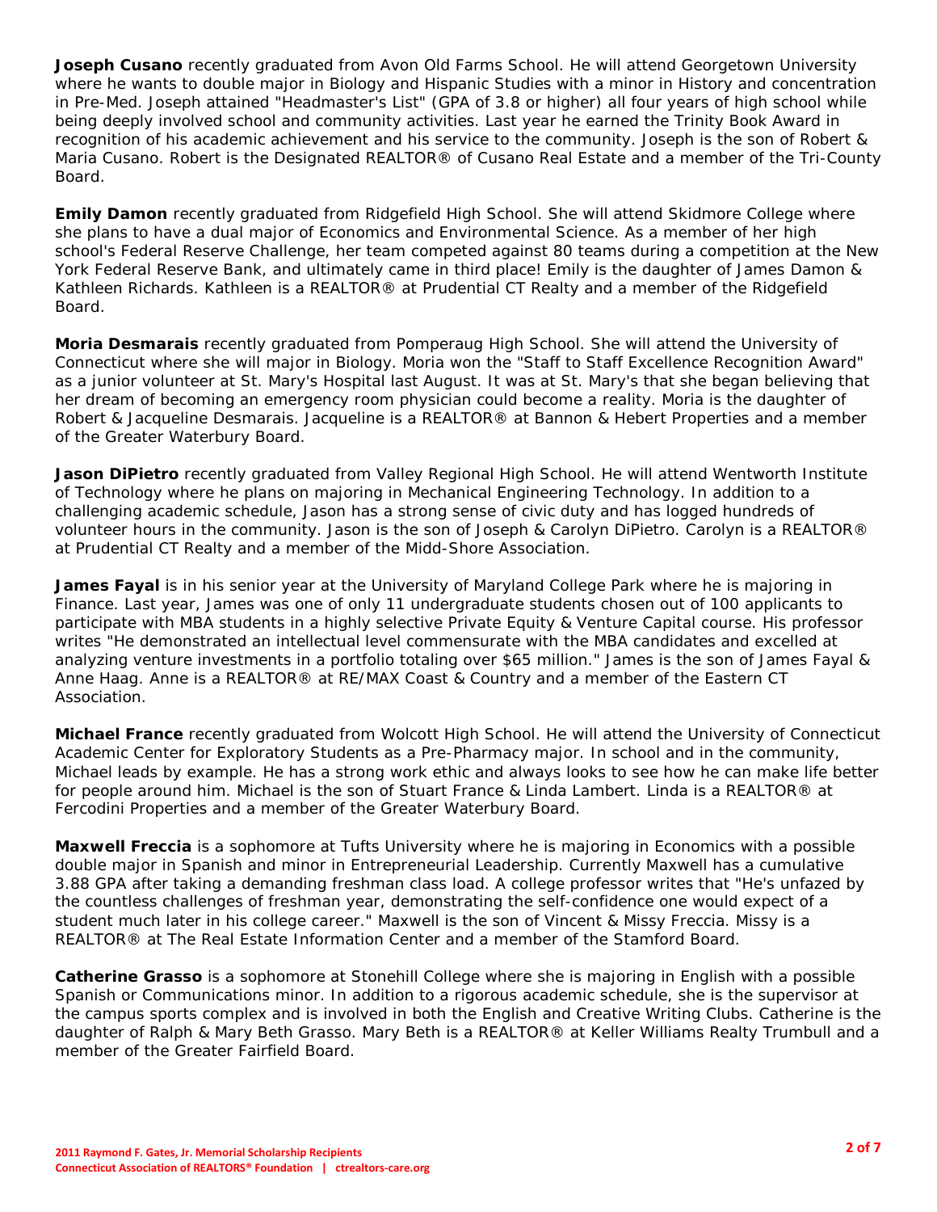**Joseph Cusano** recently graduated from Avon Old Farms School. He will attend Georgetown University where he wants to double major in Biology and Hispanic Studies with a minor in History and concentration in Pre-Med. Joseph attained "Headmaster's List" (GPA of 3.8 or higher) all four years of high school while being deeply involved school and community activities. Last year he earned the Trinity Book Award in recognition of his academic achievement and his service to the community. Joseph is the son of Robert & Maria Cusano. Robert is the Designated REALTOR® of Cusano Real Estate and a member of the Tri-County Board.

**Emily Damon** recently graduated from Ridgefield High School. She will attend Skidmore College where she plans to have a dual major of Economics and Environmental Science. As a member of her high school's Federal Reserve Challenge, her team competed against 80 teams during a competition at the New York Federal Reserve Bank, and ultimately came in third place! Emily is the daughter of James Damon & Kathleen Richards. Kathleen is a REALTOR® at Prudential CT Realty and a member of the Ridgefield Board.

**Moria Desmarais** recently graduated from Pomperaug High School. She will attend the University of Connecticut where she will major in Biology. Moria won the "Staff to Staff Excellence Recognition Award" as a junior volunteer at St. Mary's Hospital last August. It was at St. Mary's that she began believing that her dream of becoming an emergency room physician could become a reality. Moria is the daughter of Robert & Jacqueline Desmarais. Jacqueline is a REALTOR® at Bannon & Hebert Properties and a member of the Greater Waterbury Board.

**Jason DiPietro** recently graduated from Valley Regional High School. He will attend Wentworth Institute of Technology where he plans on majoring in Mechanical Engineering Technology. In addition to a challenging academic schedule, Jason has a strong sense of civic duty and has logged hundreds of volunteer hours in the community. Jason is the son of Joseph & Carolyn DiPietro. Carolyn is a REALTOR® at Prudential CT Realty and a member of the Midd-Shore Association.

**James Fayal** is in his senior year at the University of Maryland College Park where he is majoring in Finance. Last year, James was one of only 11 undergraduate students chosen out of 100 applicants to participate with MBA students in a highly selective Private Equity & Venture Capital course. His professor writes "He demonstrated an intellectual level commensurate with the MBA candidates and excelled at analyzing venture investments in a portfolio totaling over $65 million." James is the son of James Fayal & Anne Haag. Anne is a REALTOR® at RE/MAX Coast & Country and a member of the Eastern CT Association.

**Michael France** recently graduated from Wolcott High School. He will attend the University of Connecticut Academic Center for Exploratory Students as a Pre-Pharmacy major. In school and in the community, Michael leads by example. He has a strong work ethic and always looks to see how he can make life better for people around him. Michael is the son of Stuart France & Linda Lambert. Linda is a REALTOR® at Fercodini Properties and a member of the Greater Waterbury Board.

**Maxwell Freccia** is a sophomore at Tufts University where he is majoring in Economics with a possible double major in Spanish and minor in Entrepreneurial Leadership. Currently Maxwell has a cumulative 3.88 GPA after taking a demanding freshman class load. A college professor writes that "He's unfazed by the countless challenges of freshman year, demonstrating the self-confidence one would expect of a student much later in his college career." Maxwell is the son of Vincent & Missy Freccia. Missy is a REALTOR® at The Real Estate Information Center and a member of the Stamford Board.

**Catherine Grasso** is a sophomore at Stonehill College where she is majoring in English with a possible Spanish or Communications minor. In addition to a rigorous academic schedule, she is the supervisor at the campus sports complex and is involved in both the English and Creative Writing Clubs. Catherine is the daughter of Ralph & Mary Beth Grasso. Mary Beth is a REALTOR® at Keller Williams Realty Trumbull and a member of the Greater Fairfield Board.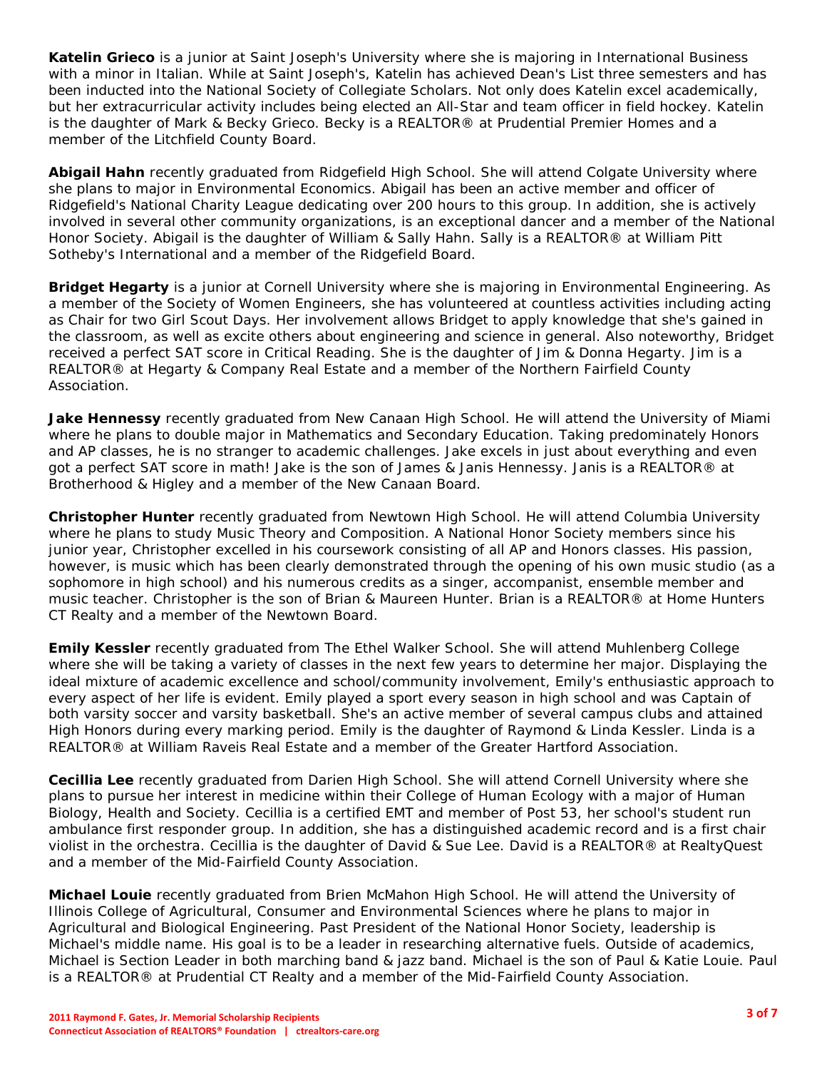**Katelin Grieco** is a junior at Saint Joseph's University where she is majoring in International Business with a minor in Italian. While at Saint Joseph's, Katelin has achieved Dean's List three semesters and has been inducted into the National Society of Collegiate Scholars. Not only does Katelin excel academically, but her extracurricular activity includes being elected an All-Star and team officer in field hockey. Katelin is the daughter of Mark & Becky Grieco. Becky is a REALTOR® at Prudential Premier Homes and a member of the Litchfield County Board.

**Abigail Hahn** recently graduated from Ridgefield High School. She will attend Colgate University where she plans to major in Environmental Economics. Abigail has been an active member and officer of Ridgefield's National Charity League dedicating over 200 hours to this group. In addition, she is actively involved in several other community organizations, is an exceptional dancer and a member of the National Honor Society. Abigail is the daughter of William & Sally Hahn. Sally is a REALTOR® at William Pitt Sotheby's International and a member of the Ridgefield Board.

**Bridget Hegarty** is a junior at Cornell University where she is majoring in Environmental Engineering. As a member of the Society of Women Engineers, she has volunteered at countless activities including acting as Chair for two Girl Scout Days. Her involvement allows Bridget to apply knowledge that she's gained in the classroom, as well as excite others about engineering and science in general. Also noteworthy, Bridget received a perfect SAT score in Critical Reading. She is the daughter of Jim & Donna Hegarty. Jim is a REALTOR® at Hegarty & Company Real Estate and a member of the Northern Fairfield County Association.

**Jake Hennessy** recently graduated from New Canaan High School. He will attend the University of Miami where he plans to double major in Mathematics and Secondary Education. Taking predominately Honors and AP classes, he is no stranger to academic challenges. Jake excels in just about everything and even got a perfect SAT score in math! Jake is the son of James & Janis Hennessy. Janis is a REALTOR® at Brotherhood & Higley and a member of the New Canaan Board.

**Christopher Hunter** recently graduated from Newtown High School. He will attend Columbia University where he plans to study Music Theory and Composition. A National Honor Society members since his junior year, Christopher excelled in his coursework consisting of all AP and Honors classes. His passion, however, is music which has been clearly demonstrated through the opening of his own music studio (as a sophomore in high school) and his numerous credits as a singer, accompanist, ensemble member and music teacher. Christopher is the son of Brian & Maureen Hunter. Brian is a REALTOR® at Home Hunters CT Realty and a member of the Newtown Board.

**Emily Kessler** recently graduated from The Ethel Walker School. She will attend Muhlenberg College where she will be taking a variety of classes in the next few years to determine her major. Displaying the ideal mixture of academic excellence and school/community involvement, Emily's enthusiastic approach to every aspect of her life is evident. Emily played a sport every season in high school and was Captain of both varsity soccer and varsity basketball. She's an active member of several campus clubs and attained High Honors during every marking period. Emily is the daughter of Raymond & Linda Kessler. Linda is a REALTOR® at William Raveis Real Estate and a member of the Greater Hartford Association.

**Cecillia Lee** recently graduated from Darien High School. She will attend Cornell University where she plans to pursue her interest in medicine within their College of Human Ecology with a major of Human Biology, Health and Society. Cecillia is a certified EMT and member of Post 53, her school's student run ambulance first responder group. In addition, she has a distinguished academic record and is a first chair violist in the orchestra. Cecillia is the daughter of David & Sue Lee. David is a REALTOR® at RealtyQuest and a member of the Mid-Fairfield County Association.

**Michael Louie** recently graduated from Brien McMahon High School. He will attend the University of Illinois College of Agricultural, Consumer and Environmental Sciences where he plans to major in Agricultural and Biological Engineering. Past President of the National Honor Society, leadership is Michael's middle name. His goal is to be a leader in researching alternative fuels. Outside of academics, Michael is Section Leader in both marching band & jazz band. Michael is the son of Paul & Katie Louie. Paul is a REALTOR® at Prudential CT Realty and a member of the Mid-Fairfield County Association.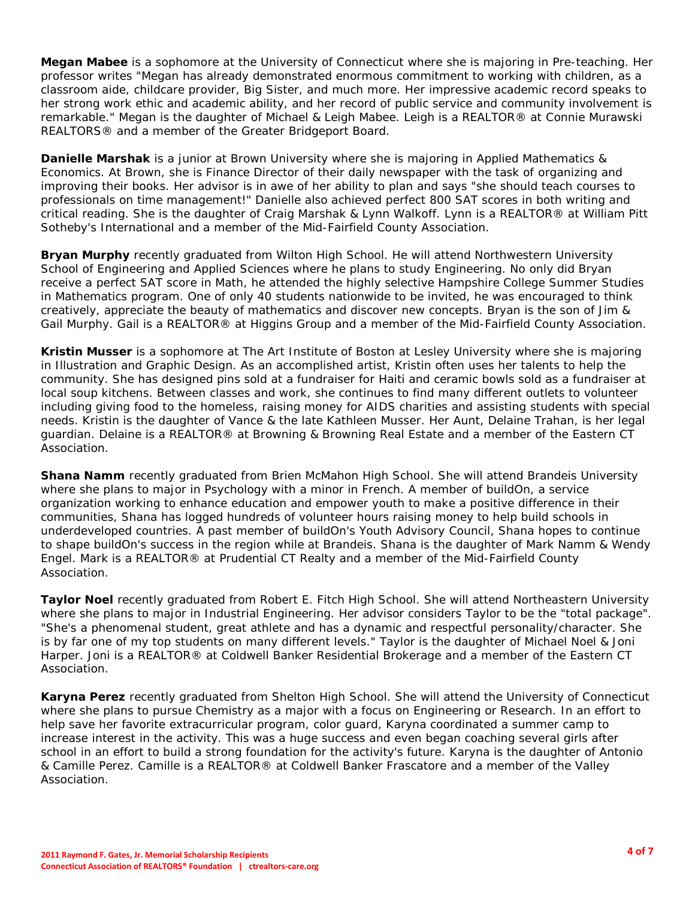**Megan Mabee** is a sophomore at the University of Connecticut where she is majoring in Pre-teaching. Her professor writes "Megan has already demonstrated enormous commitment to working with children, as a classroom aide, childcare provider, Big Sister, and much more. Her impressive academic record speaks to her strong work ethic and academic ability, and her record of public service and community involvement is remarkable." Megan is the daughter of Michael & Leigh Mabee. Leigh is a REALTOR® at Connie Murawski REALTORS® and a member of the Greater Bridgeport Board.

**Danielle Marshak** is a junior at Brown University where she is majoring in Applied Mathematics & Economics. At Brown, she is Finance Director of their daily newspaper with the task of organizing and improving their books. Her advisor is in awe of her ability to plan and says "she should teach courses to professionals on time management!" Danielle also achieved perfect 800 SAT scores in both writing and critical reading. She is the daughter of Craig Marshak & Lynn Walkoff. Lynn is a REALTOR® at William Pitt Sotheby's International and a member of the Mid-Fairfield County Association.

**Bryan Murphy** recently graduated from Wilton High School. He will attend Northwestern University School of Engineering and Applied Sciences where he plans to study Engineering. No only did Bryan receive a perfect SAT score in Math, he attended the highly selective Hampshire College Summer Studies in Mathematics program. One of only 40 students nationwide to be invited, he was encouraged to think creatively, appreciate the beauty of mathematics and discover new concepts. Bryan is the son of Jim & Gail Murphy. Gail is a REALTOR® at Higgins Group and a member of the Mid-Fairfield County Association.

**Kristin Musser** is a sophomore at The Art Institute of Boston at Lesley University where she is majoring in Illustration and Graphic Design. As an accomplished artist, Kristin often uses her talents to help the community. She has designed pins sold at a fundraiser for Haiti and ceramic bowls sold as a fundraiser at local soup kitchens. Between classes and work, she continues to find many different outlets to volunteer including giving food to the homeless, raising money for AIDS charities and assisting students with special needs. Kristin is the daughter of Vance & the late Kathleen Musser. Her Aunt, Delaine Trahan, is her legal guardian. Delaine is a REALTOR® at Browning & Browning Real Estate and a member of the Eastern CT Association.

**Shana Namm** recently graduated from Brien McMahon High School. She will attend Brandeis University where she plans to major in Psychology with a minor in French. A member of buildOn, a service organization working to enhance education and empower youth to make a positive difference in their communities, Shana has logged hundreds of volunteer hours raising money to help build schools in underdeveloped countries. A past member of buildOn's Youth Advisory Council, Shana hopes to continue to shape buildOn's success in the region while at Brandeis. Shana is the daughter of Mark Namm & Wendy Engel. Mark is a REALTOR® at Prudential CT Realty and a member of the Mid-Fairfield County Association.

**Taylor Noel** recently graduated from Robert E. Fitch High School. She will attend Northeastern University where she plans to major in Industrial Engineering. Her advisor considers Taylor to be the "total package". "She's a phenomenal student, great athlete and has a dynamic and respectful personality/character. She is by far one of my top students on many different levels." Taylor is the daughter of Michael Noel & Joni Harper. Joni is a REALTOR® at Coldwell Banker Residential Brokerage and a member of the Eastern CT Association.

**Karyna Perez** recently graduated from Shelton High School. She will attend the University of Connecticut where she plans to pursue Chemistry as a major with a focus on Engineering or Research. In an effort to help save her favorite extracurricular program, color guard, Karyna coordinated a summer camp to increase interest in the activity. This was a huge success and even began coaching several girls after school in an effort to build a strong foundation for the activity's future. Karyna is the daughter of Antonio & Camille Perez. Camille is a REALTOR® at Coldwell Banker Frascatore and a member of the Valley Association.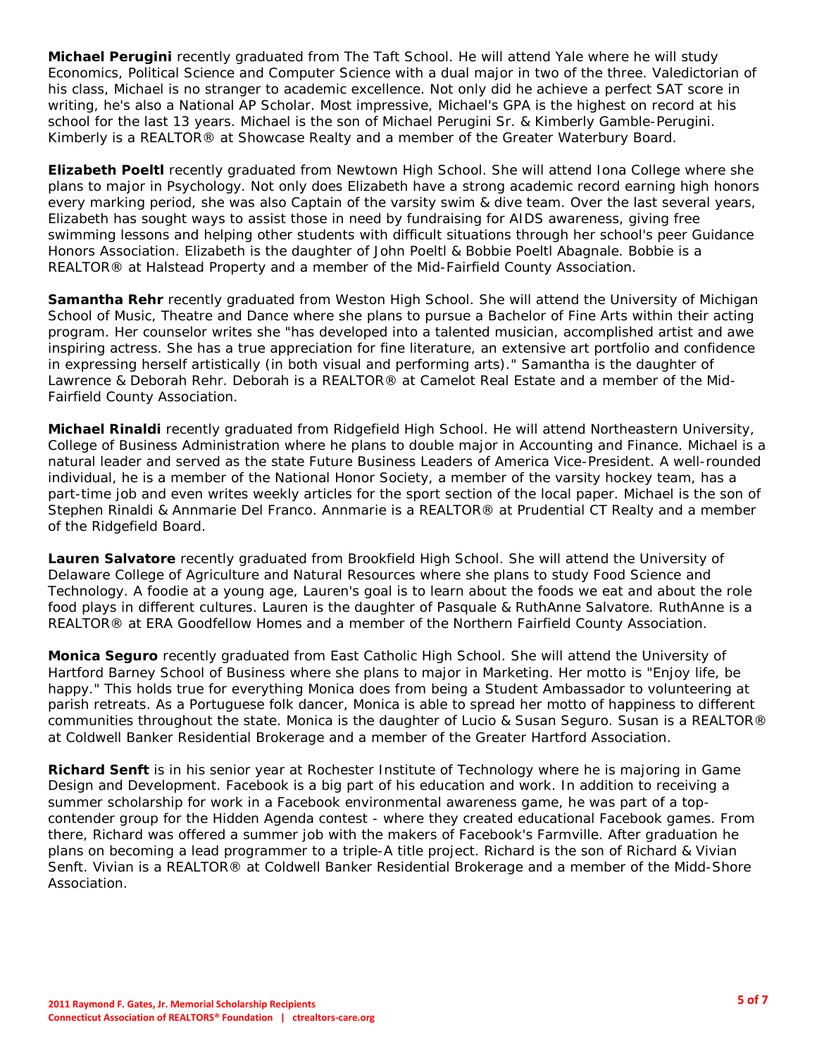**Michael Perugini** recently graduated from The Taft School. He will attend Yale where he will study Economics, Political Science and Computer Science with a dual major in two of the three. Valedictorian of his class, Michael is no stranger to academic excellence. Not only did he achieve a perfect SAT score in writing, he's also a National AP Scholar. Most impressive, Michael's GPA is the highest on record at his school for the last 13 years. Michael is the son of Michael Perugini Sr. & Kimberly Gamble-Perugini. Kimberly is a REALTOR® at Showcase Realty and a member of the Greater Waterbury Board.

**Elizabeth Poeltl** recently graduated from Newtown High School. She will attend Iona College where she plans to major in Psychology. Not only does Elizabeth have a strong academic record earning high honors every marking period, she was also Captain of the varsity swim & dive team. Over the last several years, Elizabeth has sought ways to assist those in need by fundraising for AIDS awareness, giving free swimming lessons and helping other students with difficult situations through her school's peer Guidance Honors Association. Elizabeth is the daughter of John Poeltl & Bobbie Poeltl Abagnale. Bobbie is a REALTOR® at Halstead Property and a member of the Mid-Fairfield County Association.

**Samantha Rehr** recently graduated from Weston High School. She will attend the University of Michigan School of Music, Theatre and Dance where she plans to pursue a Bachelor of Fine Arts within their acting program. Her counselor writes she "has developed into a talented musician, accomplished artist and awe inspiring actress. She has a true appreciation for fine literature, an extensive art portfolio and confidence in expressing herself artistically (in both visual and performing arts)." Samantha is the daughter of Lawrence & Deborah Rehr. Deborah is a REALTOR® at Camelot Real Estate and a member of the Mid-Fairfield County Association.

**Michael Rinaldi** recently graduated from Ridgefield High School. He will attend Northeastern University, College of Business Administration where he plans to double major in Accounting and Finance. Michael is a natural leader and served as the state Future Business Leaders of America Vice-President. A well-rounded individual, he is a member of the National Honor Society, a member of the varsity hockey team, has a part-time job and even writes weekly articles for the sport section of the local paper. Michael is the son of Stephen Rinaldi & Annmarie Del Franco. Annmarie is a REALTOR® at Prudential CT Realty and a member of the Ridgefield Board.

**Lauren Salvatore** recently graduated from Brookfield High School. She will attend the University of Delaware College of Agriculture and Natural Resources where she plans to study Food Science and Technology. A foodie at a young age, Lauren's goal is to learn about the foods we eat and about the role food plays in different cultures. Lauren is the daughter of Pasquale & RuthAnne Salvatore. RuthAnne is a REALTOR® at ERA Goodfellow Homes and a member of the Northern Fairfield County Association.

**Monica Seguro** recently graduated from East Catholic High School. She will attend the University of Hartford Barney School of Business where she plans to major in Marketing. Her motto is "Enjoy life, be happy." This holds true for everything Monica does from being a Student Ambassador to volunteering at parish retreats. As a Portuguese folk dancer, Monica is able to spread her motto of happiness to different communities throughout the state. Monica is the daughter of Lucio & Susan Seguro. Susan is a REALTOR® at Coldwell Banker Residential Brokerage and a member of the Greater Hartford Association.

**Richard Senft** is in his senior year at Rochester Institute of Technology where he is majoring in Game Design and Development. Facebook is a big part of his education and work. In addition to receiving a summer scholarship for work in a Facebook environmental awareness game, he was part of a top-contender group for the Hidden Agenda contest - where they created educational Facebook games. From there, Richard was offered a summer job with the makers of Facebook's Farmville. After graduation he plans on becoming a lead programmer to a triple-A title project. Richard is the son of Richard & Vivian Senft. Vivian is a REALTOR® at Coldwell Banker Residential Brokerage and a member of the Midd-Shore Association.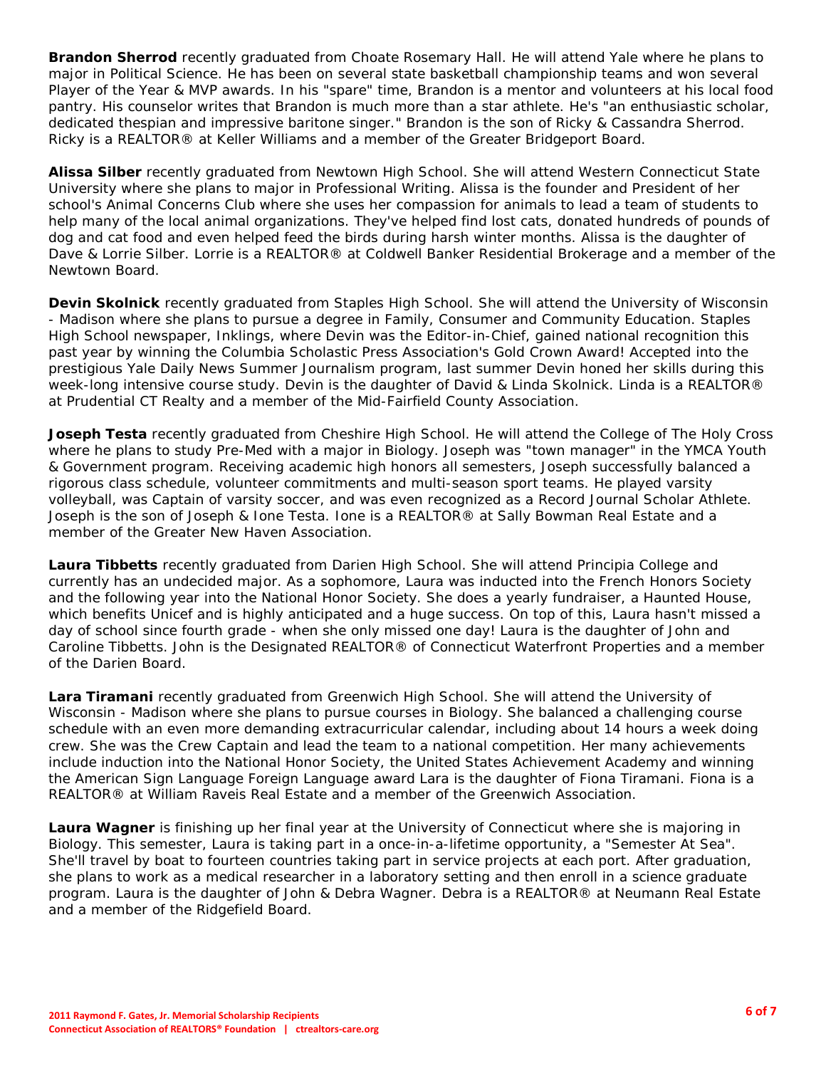**Brandon Sherrod** recently graduated from Choate Rosemary Hall. He will attend Yale where he plans to major in Political Science. He has been on several state basketball championship teams and won several Player of the Year & MVP awards. In his "spare" time, Brandon is a mentor and volunteers at his local food pantry. His counselor writes that Brandon is much more than a star athlete. He's "an enthusiastic scholar, dedicated thespian and impressive baritone singer." Brandon is the son of Ricky & Cassandra Sherrod. Ricky is a REALTOR® at Keller Williams and a member of the Greater Bridgeport Board.

**Alissa Silber** recently graduated from Newtown High School. She will attend Western Connecticut State University where she plans to major in Professional Writing. Alissa is the founder and President of her school's Animal Concerns Club where she uses her compassion for animals to lead a team of students to help many of the local animal organizations. They've helped find lost cats, donated hundreds of pounds of dog and cat food and even helped feed the birds during harsh winter months. Alissa is the daughter of Dave & Lorrie Silber. Lorrie is a REALTOR® at Coldwell Banker Residential Brokerage and a member of the Newtown Board.

**Devin Skolnick** recently graduated from Staples High School. She will attend the University of Wisconsin - Madison where she plans to pursue a degree in Family, Consumer and Community Education. Staples High School newspaper, Inklings, where Devin was the Editor-in-Chief, gained national recognition this past year by winning the Columbia Scholastic Press Association's Gold Crown Award! Accepted into the prestigious Yale Daily News Summer Journalism program, last summer Devin honed her skills during this week-long intensive course study. Devin is the daughter of David & Linda Skolnick. Linda is a REALTOR® at Prudential CT Realty and a member of the Mid-Fairfield County Association.

**Joseph Testa** recently graduated from Cheshire High School. He will attend the College of The Holy Cross where he plans to study Pre-Med with a major in Biology. Joseph was "town manager" in the YMCA Youth & Government program. Receiving academic high honors all semesters, Joseph successfully balanced a rigorous class schedule, volunteer commitments and multi-season sport teams. He played varsity volleyball, was Captain of varsity soccer, and was even recognized as a Record Journal Scholar Athlete. Joseph is the son of Joseph & Ione Testa. Ione is a REALTOR® at Sally Bowman Real Estate and a member of the Greater New Haven Association.

**Laura Tibbetts** recently graduated from Darien High School. She will attend Principia College and currently has an undecided major. As a sophomore, Laura was inducted into the French Honors Society and the following year into the National Honor Society. She does a yearly fundraiser, a Haunted House, which benefits Unicef and is highly anticipated and a huge success. On top of this, Laura hasn't missed a day of school since fourth grade - when she only missed one day! Laura is the daughter of John and Caroline Tibbetts. John is the Designated REALTOR® of Connecticut Waterfront Properties and a member of the Darien Board.

**Lara Tiramani** recently graduated from Greenwich High School. She will attend the University of Wisconsin - Madison where she plans to pursue courses in Biology. She balanced a challenging course schedule with an even more demanding extracurricular calendar, including about 14 hours a week doing crew. She was the Crew Captain and lead the team to a national competition. Her many achievements include induction into the National Honor Society, the United States Achievement Academy and winning the American Sign Language Foreign Language award Lara is the daughter of Fiona Tiramani. Fiona is a REALTOR® at William Raveis Real Estate and a member of the Greenwich Association.

**Laura Wagner** is finishing up her final year at the University of Connecticut where she is majoring in Biology. This semester, Laura is taking part in a once-in-a-lifetime opportunity, a "Semester At Sea". She'll travel by boat to fourteen countries taking part in service projects at each port. After graduation, she plans to work as a medical researcher in a laboratory setting and then enroll in a science graduate program. Laura is the daughter of John & Debra Wagner. Debra is a REALTOR® at Neumann Real Estate and a member of the Ridgefield Board.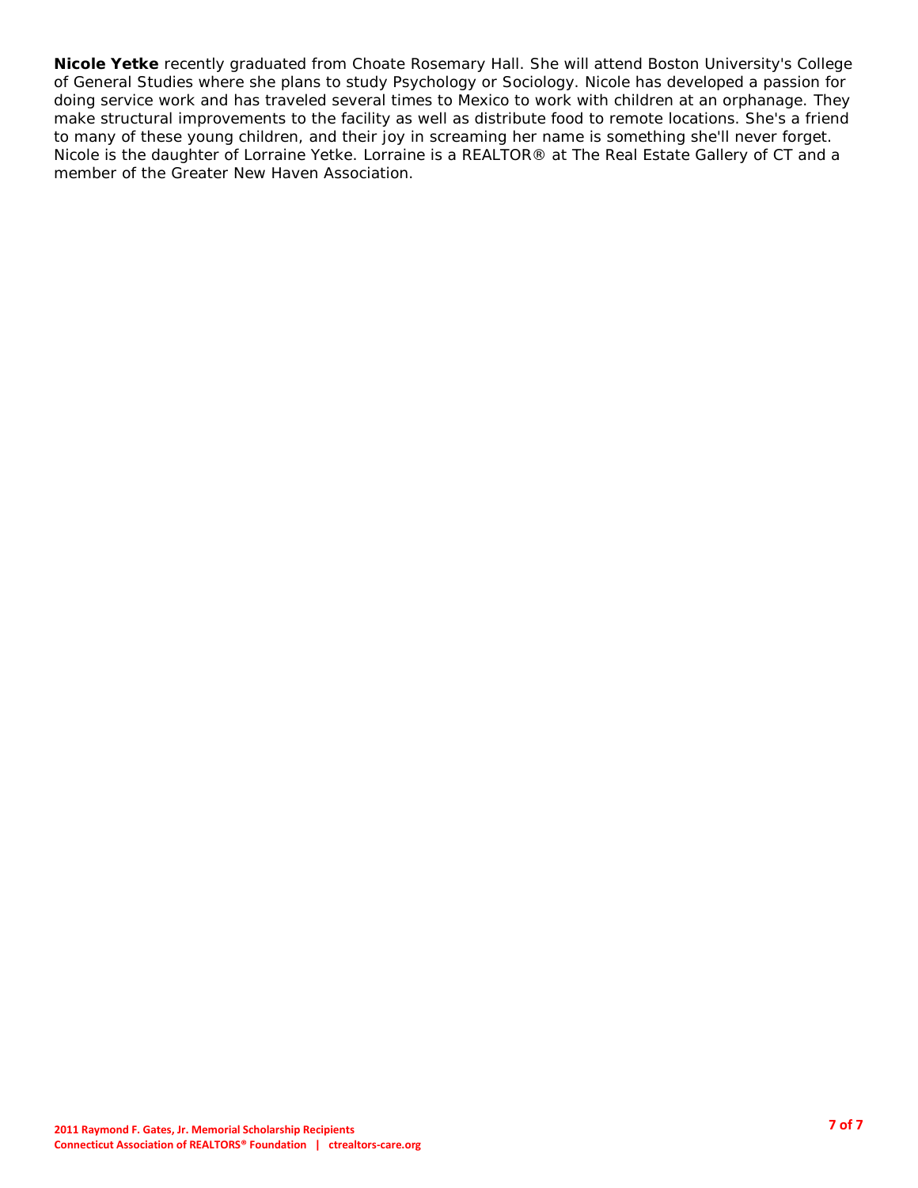**Nicole Yetke** recently graduated from Choate Rosemary Hall. She will attend Boston University's College of General Studies where she plans to study Psychology or Sociology. Nicole has developed a passion for doing service work and has traveled several times to Mexico to work with children at an orphanage. They make structural improvements to the facility as well as distribute food to remote locations. She's a friend to many of these young children, and their joy in screaming her name is something she'll never forget. Nicole is the daughter of Lorraine Yetke. Lorraine is a REALTOR® at The Real Estate Gallery of CT and a member of the Greater New Haven Association.